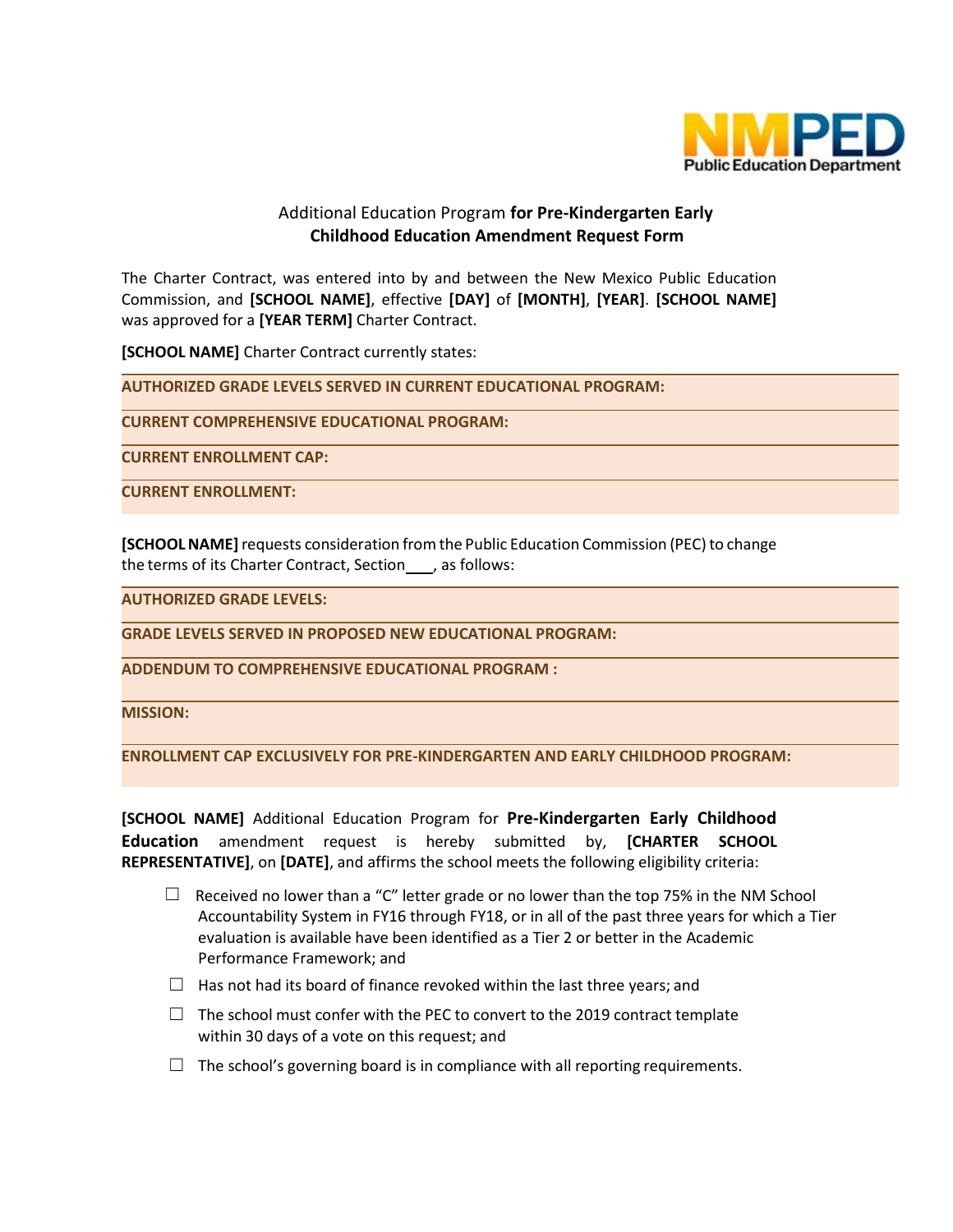# Additional Education Program **for Pre-Kindergarten Early Childhood Education Amendment Request Form**

The Charter Contract, was entered into by and between the New Mexico Public Education Commission, and **[SCHOOL NAME]**, effective **[DAY]** of **[MONTH]**, **[YEAR]**. **[SCHOOL NAME]** was approved for a **[YEAR TERM]** Charter Contract.

**[SCHOOL NAME]** Charter Contract currently states:

| |
|---|
| **AUTHORIZED GRADE LEVELS SERVED IN CURRENT EDUCATIONAL PROGRAM:** |
| **CURRENT COMPREHENSIVE EDUCATIONAL PROGRAM:** |
| **CURRENT ENROLLMENT CAP:** |
| **CURRENT ENROLLMENT:** |

**[SCHOOL NAME]** requests consideration from the Public Education Commission (PEC) to change the terms of its Charter Contract, Section___, as follows:

| |
|---|
| **AUTHORIZED GRADE LEVELS:** |
| **GRADE LEVELS SERVED IN PROPOSED NEW EDUCATIONAL PROGRAM:** |
| **ADDENDUM TO COMPREHENSIVE EDUCATIONAL PROGRAM :** |
| **MISSION:** |
| **ENROLLMENT CAP EXCLUSIVELY FOR PRE-KINDERGARTEN AND EARLY CHILDHOOD PROGRAM:** |

**[SCHOOL NAME]** Additional Education Program for **Pre-Kindergarten Early Childhood Education** amendment request is hereby submitted by, **[CHARTER SCHOOL REPRESENTATIVE]**, on **[DATE]**, and affirms the school meets the following eligibility criteria:

- ☐ Received no lower than a "C" letter grade or no lower than the top 75% in the NM School Accountability System in FY16 through FY18, or in all of the past three years for which a Tier evaluation is available have been identified as a Tier 2 or better in the Academic Performance Framework; and
- ☐ Has not had its board of finance revoked within the last three years; and
- ☐ The school must confer with the PEC to convert to the 2019 contract template within 30 days of a vote on this request; and
- ☐ The school's governing board is in compliance with all reporting requirements.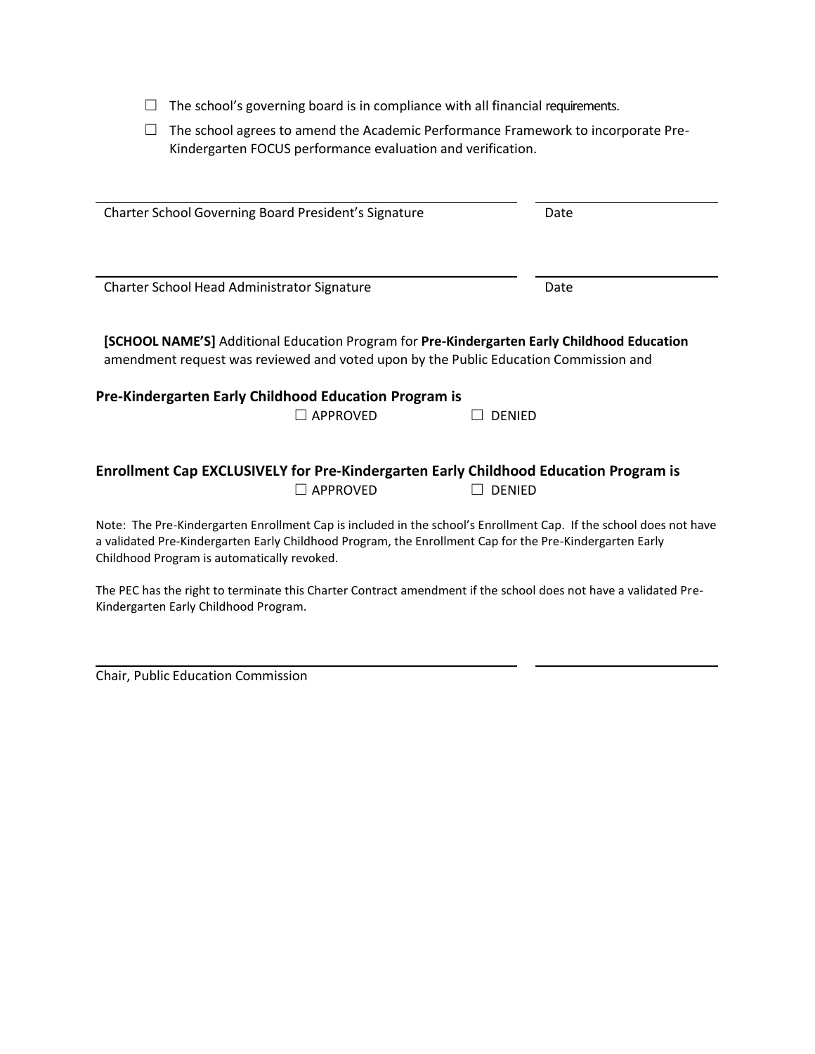☐ The school's governing board is in compliance with all financial requirements.

☐ The school agrees to amend the Academic Performance Framework to incorporate Pre-Kindergarten FOCUS performance evaluation and verification.

| | |
|---|---|
| Charter School Governing Board President's Signature | Date |
| Charter School Head Administrator Signature | Date |

**[SCHOOL NAME'S]** Additional Education Program for **Pre-Kindergarten Early Childhood Education** amendment request was reviewed and voted upon by the Public Education Commission and

**Pre-Kindergarten Early Childhood Education Program is**

☐ APPROVED ☐ DENIED

**Enrollment Cap EXCLUSIVELY for Pre-Kindergarten Early Childhood Education Program is**

☐ APPROVED ☐ DENIED

Note: The Pre-Kindergarten Enrollment Cap is included in the school's Enrollment Cap. If the school does not have a validated Pre-Kindergarten Early Childhood Program, the Enrollment Cap for the Pre-Kindergarten Early Childhood Program is automatically revoked.

The PEC has the right to terminate this Charter Contract amendment if the school does not have a validated Pre-Kindergarten Early Childhood Program.

Chair, Public Education Commission